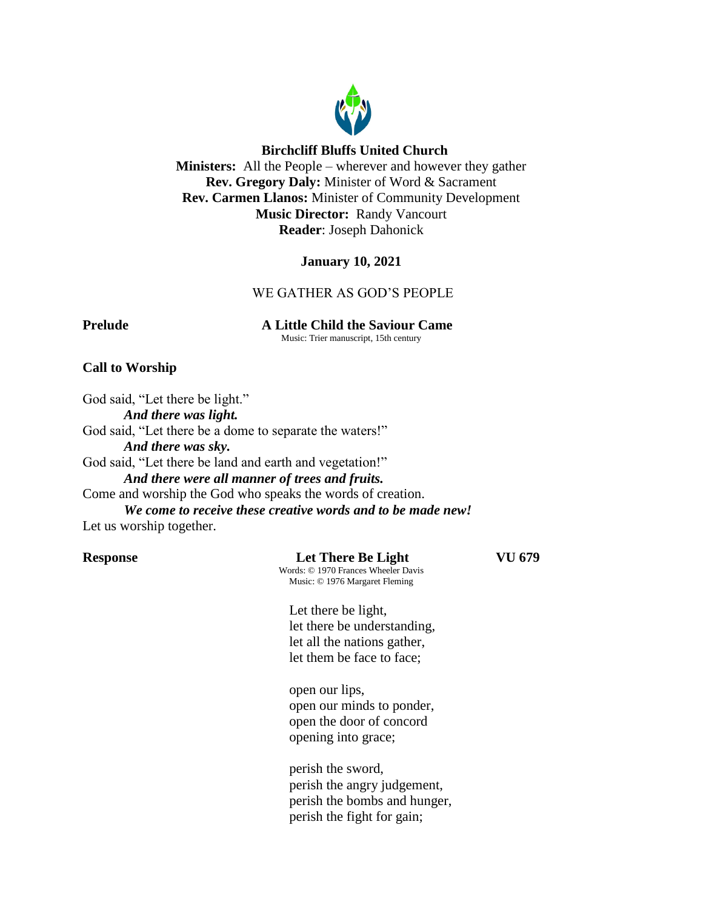**Birchcliff Bluffs United Church**
**Ministers:** All the People – wherever and however they gather
**Rev. Gregory Daly:** Minister of Word & Sacrament
**Rev. Carmen Llanos:** Minister of Community Development
**Music Director:** Randy Vancourt
**Reader**: Joseph Dahonick

**January 10, 2021**

WE GATHER AS GOD'S PEOPLE

**Prelude** **A Little Child the Saviour Came**
Music: Trier manuscript, 15th century

**Call to Worship**

God said, "Let there be light."
*And there was light.*
God said, "Let there be a dome to separate the waters!"
*And there was sky.*
God said, "Let there be land and earth and vegetation!"
*And there were all manner of trees and fruits.*
Come and worship the God who speaks the words of creation.
*We come to receive these creative words and to be made new!*
Let us worship together.

**Response** **Let There Be Light** **VU 679**
Words: © 1970 Frances Wheeler Davis
Music: © 1976 Margaret Fleming

Let there be light,
let there be understanding,
let all the nations gather,
let them be face to face;

open our lips,
open our minds to ponder,
open the door of concord
opening into grace;

perish the sword,
perish the angry judgement,
perish the bombs and hunger,
perish the fight for gain;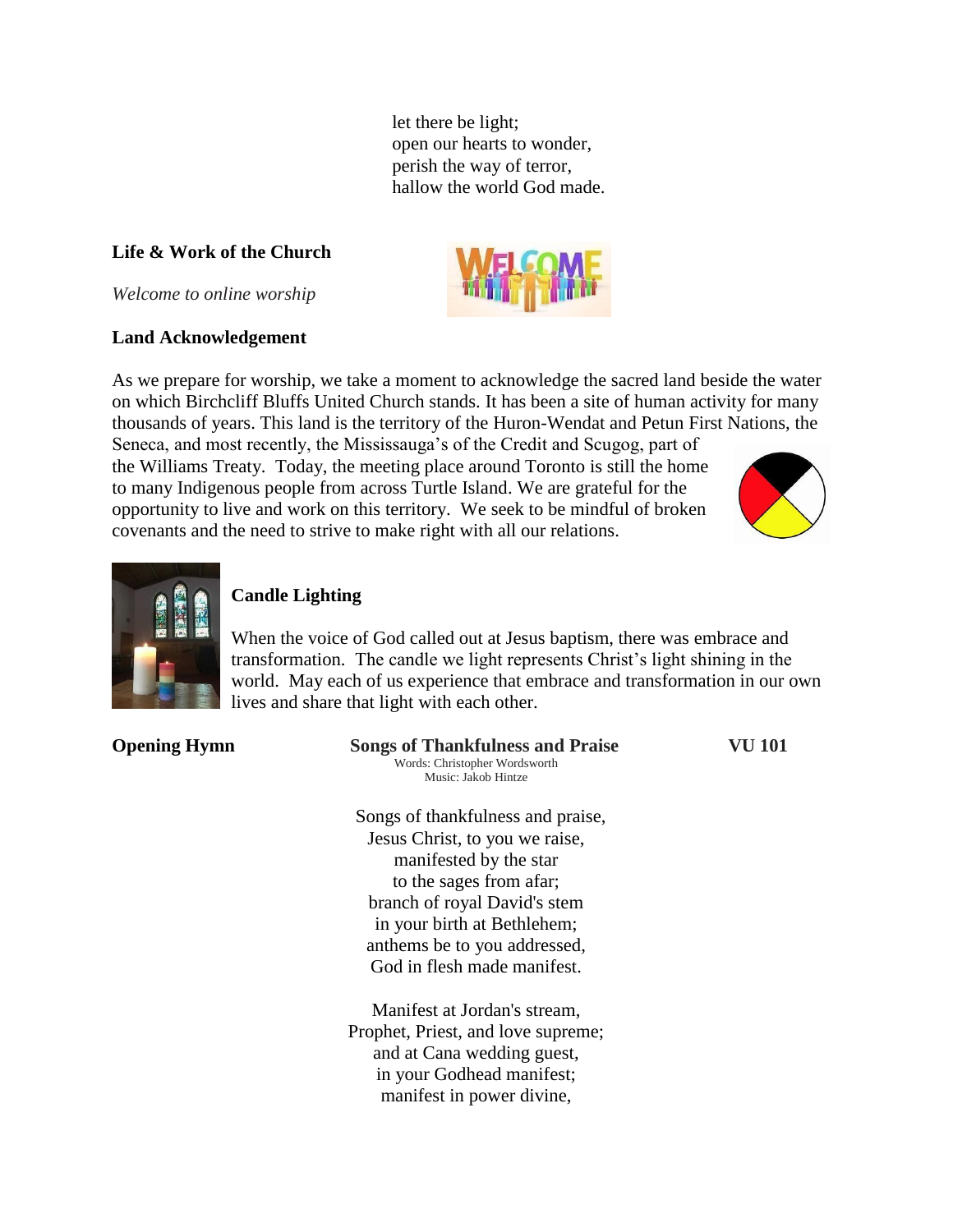let there be light;  
open our hearts to wonder,  
perish the way of terror,  
hallow the world God made.

**Life & Work of the Church**

*Welcome to online worship*

**Land Acknowledgement**

As we prepare for worship, we take a moment to acknowledge the sacred land beside the water on which Birchcliff Bluffs United Church stands. It has been a site of human activity for many thousands of years. This land is the territory of the Huron-Wendat and Petun First Nations, the Seneca, and most recently, the Mississauga's of the Credit and Scugog, part of the Williams Treaty. Today, the meeting place around Toronto is still the home to many Indigenous people from across Turtle Island. We are grateful for the opportunity to live and work on this territory. We seek to be mindful of broken covenants and the need to strive to make right with all our relations.

**Candle Lighting**

When the voice of God called out at Jesus baptism, there was embrace and transformation. The candle we light represents Christ's light shining in the world. May each of us experience that embrace and transformation in our own lives and share that light with each other.

**Opening Hymn** **Songs of Thankfulness and Praise** **VU 101**

Words: Christopher Wordsworth  
Music: Jakob Hintze

Songs of thankfulness and praise,  
Jesus Christ, to you we raise,  
manifested by the star  
to the sages from afar;  
branch of royal David's stem  
in your birth at Bethlehem;  
anthems be to you addressed,  
God in flesh made manifest.

Manifest at Jordan's stream,  
Prophet, Priest, and love supreme;  
and at Cana wedding guest,  
in your Godhead manifest;  
manifest in power divine,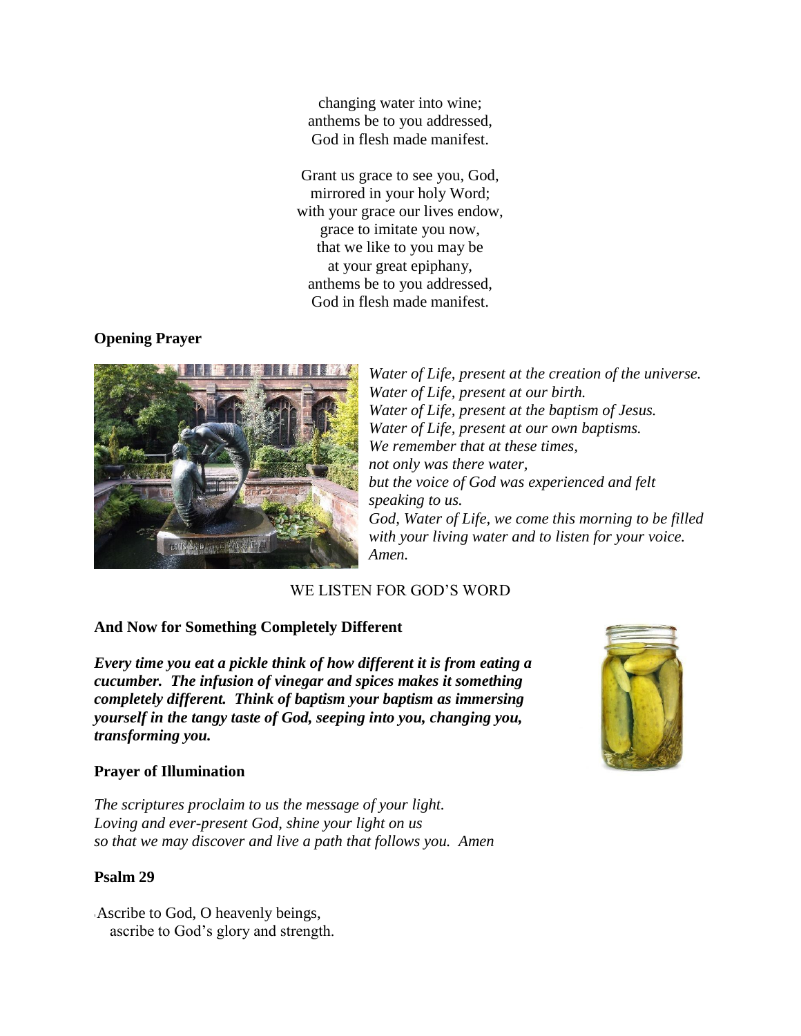changing water into wine;
anthems be to you addressed,
God in flesh made manifest.

Grant us grace to see you, God,
mirrored in your holy Word;
with your grace our lives endow,
grace to imitate you now,
that we like to you may be
at your great epiphany,
anthems be to you addressed,
God in flesh made manifest.

**Opening Prayer**

*Water of Life, present at the creation of the universe.*
*Water of Life, present at our birth.*
*Water of Life, present at the baptism of Jesus.*
*Water of Life, present at our own baptisms.*
*We remember that at these times,*
*not only was there water,*
*but the voice of God was experienced and felt speaking to us.*
*God, Water of Life, we come this morning to be filled with your living water and to listen for your voice.*
*Amen.*

WE LISTEN FOR GOD'S WORD

**And Now for Something Completely Different**

***Every time you eat a pickle think of how different it is from eating a cucumber. The infusion of vinegar and spices makes it something completely different. Think of baptism your baptism as immersing yourself in the tangy taste of God, seeping into you, changing you, transforming you.***

**Prayer of Illumination**

*The scriptures proclaim to us the message of your light.*
*Loving and ever-present God, shine your light on us*
*so that we may discover and live a path that follows you. Amen*

**Psalm 29**

Ascribe to God, O heavenly beings,
ascribe to God's glory and strength.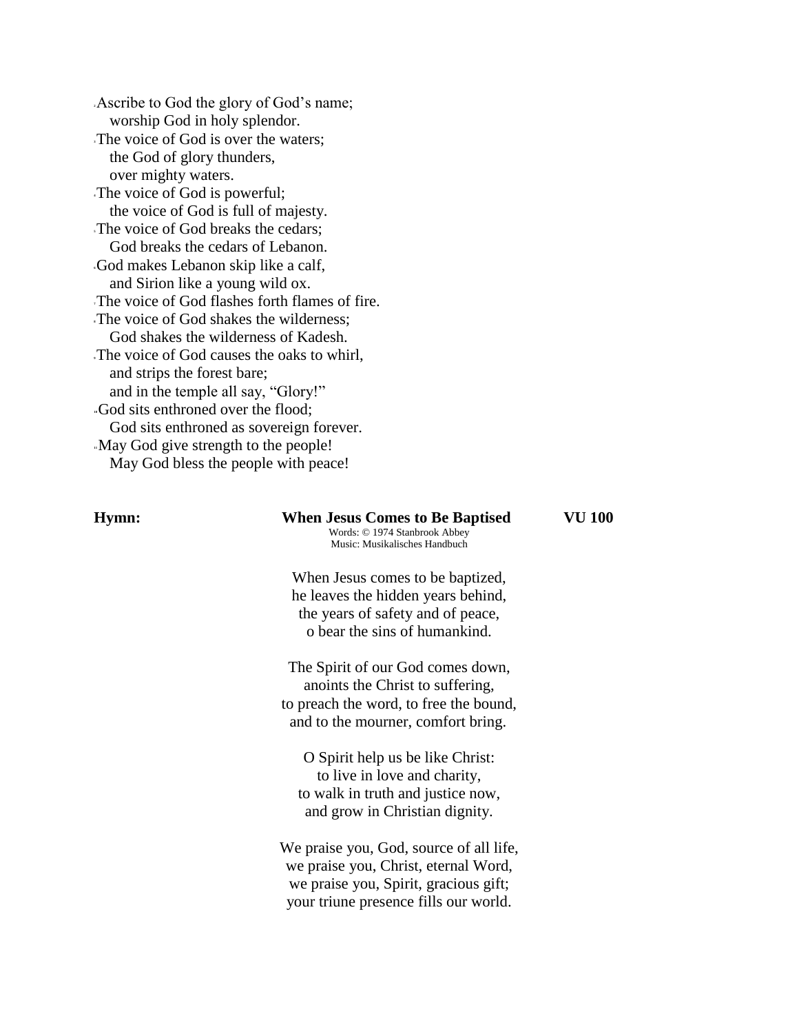[2]Ascribe to God the glory of God's name;
worship God in holy splendor.
[3]The voice of God is over the waters;
the God of glory thunders,
over mighty waters.
[4]The voice of God is powerful;
the voice of God is full of majesty.
[5]The voice of God breaks the cedars;
God breaks the cedars of Lebanon.
[6]God makes Lebanon skip like a calf,
and Sirion like a young wild ox.
[7]The voice of God flashes forth flames of fire.
[8]The voice of God shakes the wilderness;
God shakes the wilderness of Kadesh.
[9]The voice of God causes the oaks to whirl,
and strips the forest bare;
and in the temple all say, "Glory!"
[10]God sits enthroned over the flood;
God sits enthroned as sovereign forever.
[11]May God give strength to the people!
May God bless the people with peace!

**Hymn:** **When Jesus Comes to Be Baptised** **VU 100**

Words: © 1974 Stanbrook Abbey
Music: Musikalisches Handbuch

When Jesus comes to be baptized,
he leaves the hidden years behind,
the years of safety and of peace,
o bear the sins of humankind.

The Spirit of our God comes down,
anoints the Christ to suffering,
to preach the word, to free the bound,
and to the mourner, comfort bring.

O Spirit help us be like Christ:
to live in love and charity,
to walk in truth and justice now,
and grow in Christian dignity.

We praise you, God, source of all life,
we praise you, Christ, eternal Word,
we praise you, Spirit, gracious gift;
your triune presence fills our world.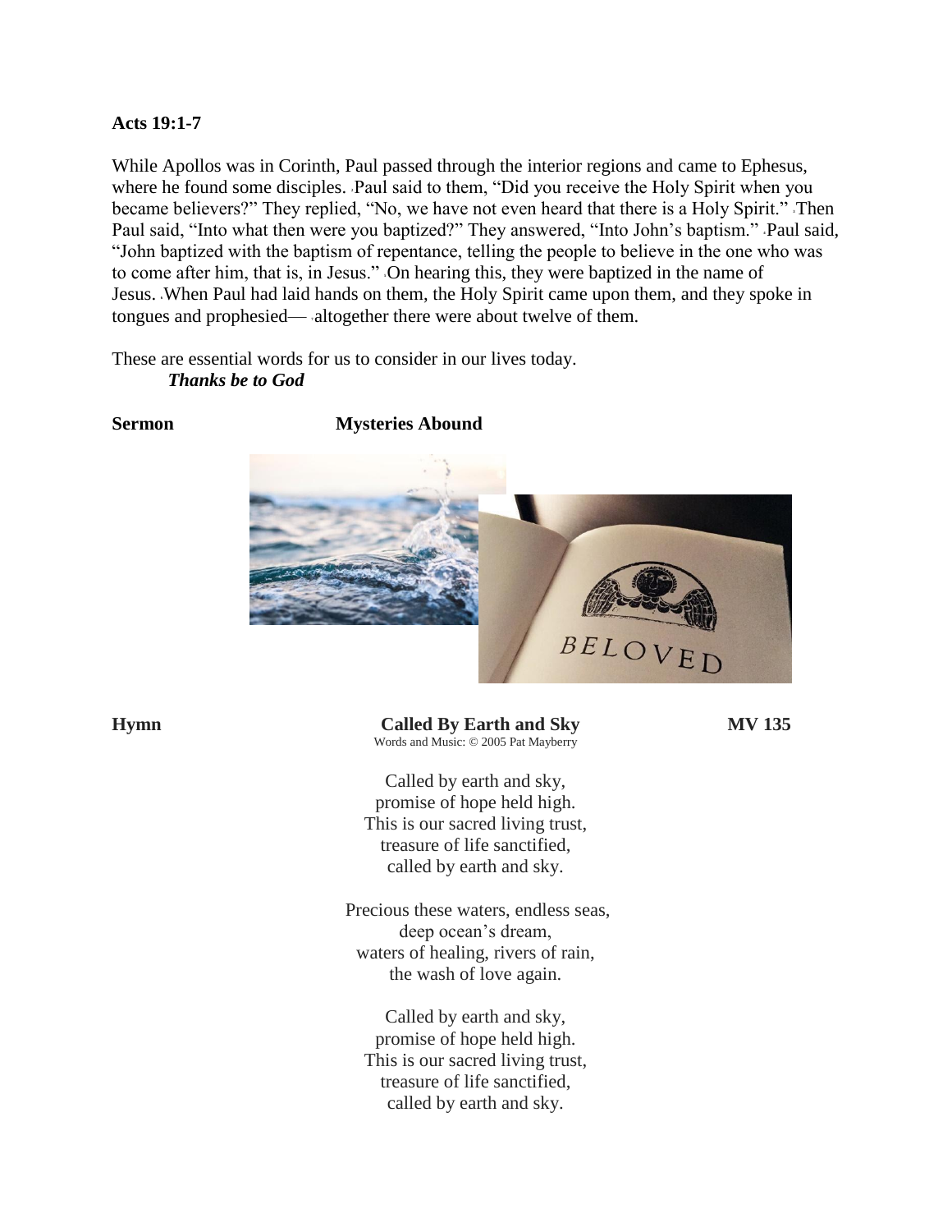**Acts 19:1-7**

While Apollos was in Corinth, Paul passed through the interior regions and came to Ephesus, where he found some disciples. Paul said to them, "Did you receive the Holy Spirit when you became believers?" They replied, "No, we have not even heard that there is a Holy Spirit." Then Paul said, "Into what then were you baptized?" They answered, "Into John's baptism." Paul said, "John baptized with the baptism of repentance, telling the people to believe in the one who was to come after him, that is, in Jesus." On hearing this, they were baptized in the name of Jesus. When Paul had laid hands on them, the Holy Spirit came upon them, and they spoke in tongues and prophesied— altogether there were about twelve of them.

These are essential words for us to consider in our lives today.
***Thanks be to God***

**Sermon** **Mysteries Abound**

**Hymn** **Called By Earth and Sky** **MV 135**
Words and Music: © 2005 Pat Mayberry

Called by earth and sky,
promise of hope held high.
This is our sacred living trust,
treasure of life sanctified,
called by earth and sky.

Precious these waters, endless seas,
deep ocean's dream,
waters of healing, rivers of rain,
the wash of love again.

Called by earth and sky,
promise of hope held high.
This is our sacred living trust,
treasure of life sanctified,
called by earth and sky.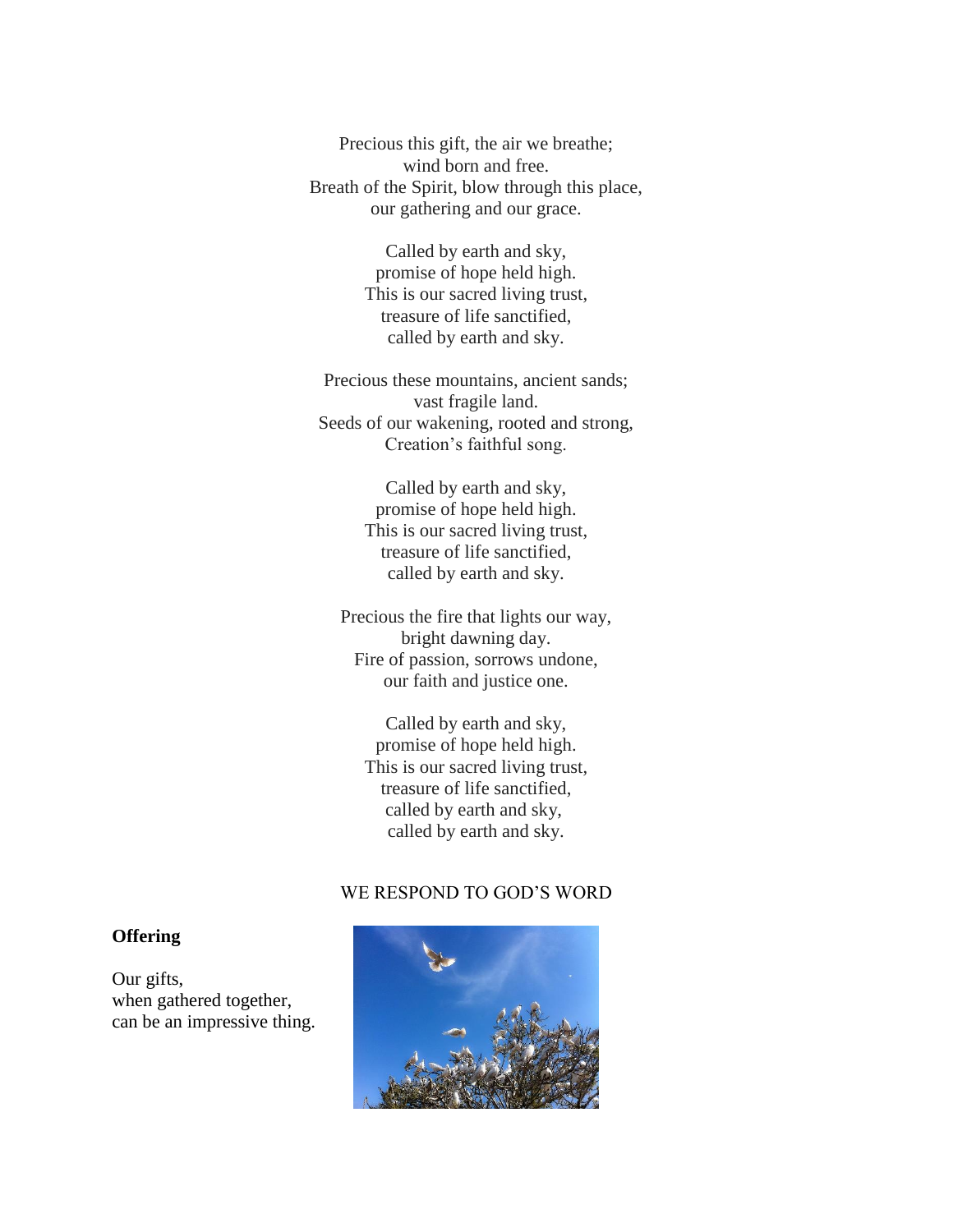Precious this gift, the air we breathe;
wind born and free.
Breath of the Spirit, blow through this place,
our gathering and our grace.

Called by earth and sky,
promise of hope held high.
This is our sacred living trust,
treasure of life sanctified,
called by earth and sky.

Precious these mountains, ancient sands;
vast fragile land.
Seeds of our wakening, rooted and strong,
Creation's faithful song.

Called by earth and sky,
promise of hope held high.
This is our sacred living trust,
treasure of life sanctified,
called by earth and sky.

Precious the fire that lights our way,
bright dawning day.
Fire of passion, sorrows undone,
our faith and justice one.

Called by earth and sky,
promise of hope held high.
This is our sacred living trust,
treasure of life sanctified,
called by earth and sky,
called by earth and sky.

## WE RESPOND TO GOD'S WORD

**Offering**

Our gifts,
when gathered together,
can be an impressive thing.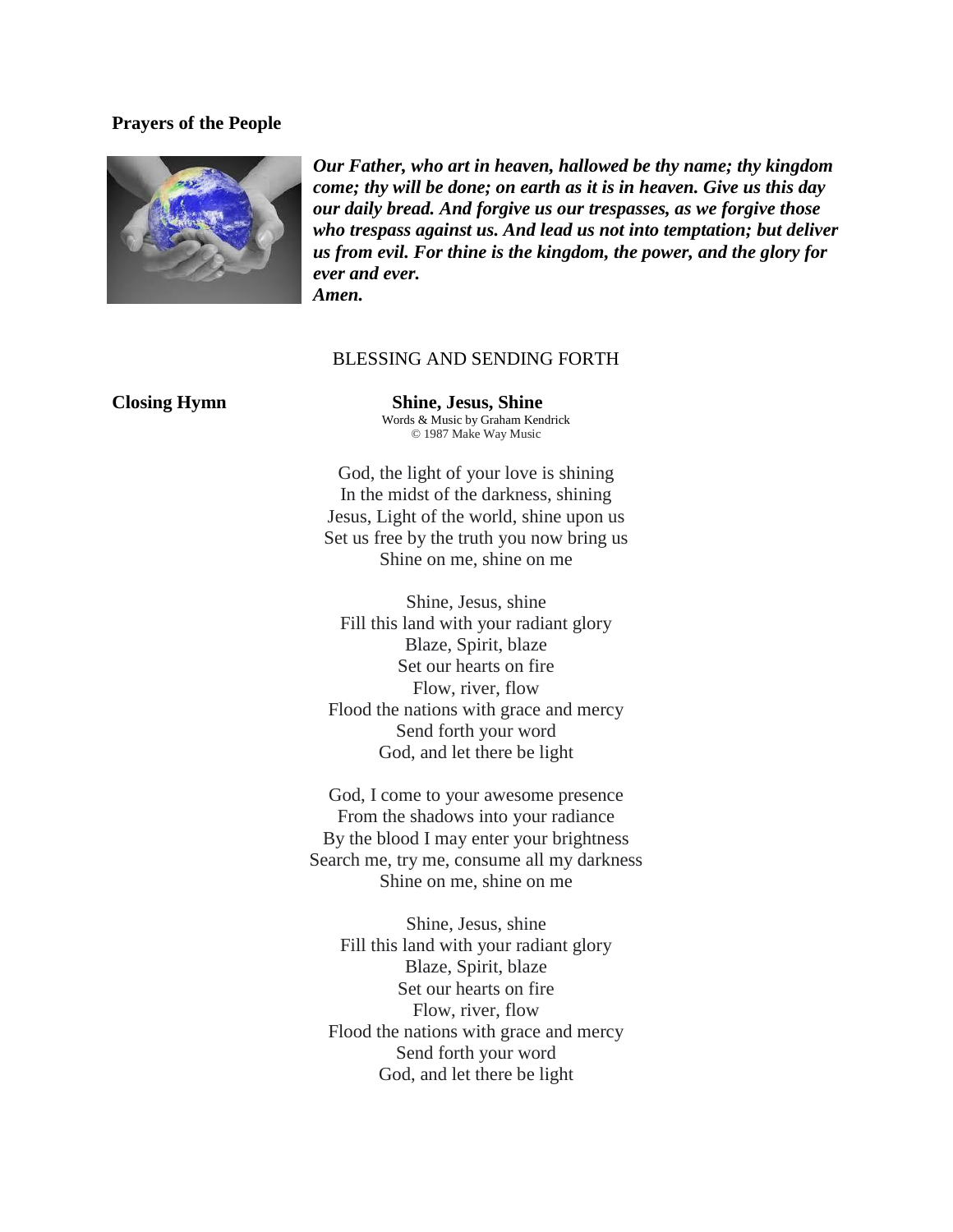**Prayers of the People**

***Our Father, who art in heaven, hallowed be thy name; thy kingdom come; thy will be done; on earth as it is in heaven. Give us this day our daily bread. And forgive us our trespasses, as we forgive those who trespass against us. And lead us not into temptation; but deliver us from evil. For thine is the kingdom, the power, and the glory for ever and ever.***
***Amen.***

BLESSING AND SENDING FORTH

**Closing Hymn** **Shine, Jesus, Shine**

Words & Music by Graham Kendrick
© 1987 Make Way Music

God, the light of your love is shining
In the midst of the darkness, shining
Jesus, Light of the world, shine upon us
Set us free by the truth you now bring us
Shine on me, shine on me

Shine, Jesus, shine
Fill this land with your radiant glory
Blaze, Spirit, blaze
Set our hearts on fire
Flow, river, flow
Flood the nations with grace and mercy
Send forth your word
God, and let there be light

God, I come to your awesome presence
From the shadows into your radiance
By the blood I may enter your brightness
Search me, try me, consume all my darkness
Shine on me, shine on me

Shine, Jesus, shine
Fill this land with your radiant glory
Blaze, Spirit, blaze
Set our hearts on fire
Flow, river, flow
Flood the nations with grace and mercy
Send forth your word
God, and let there be light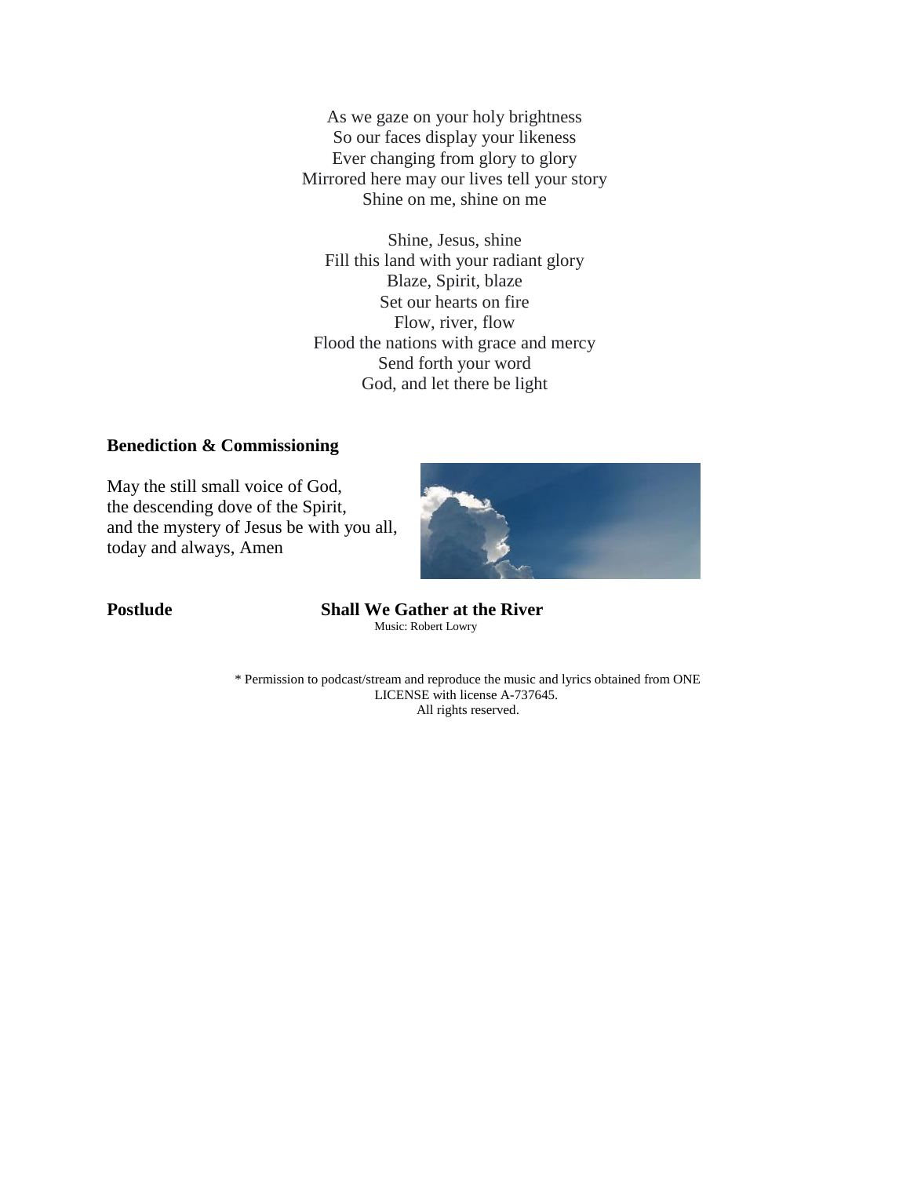As we gaze on your holy brightness
So our faces display your likeness
Ever changing from glory to glory
Mirrored here may our lives tell your story
Shine on me, shine on me

Shine, Jesus, shine
Fill this land with your radiant glory
Blaze, Spirit, blaze
Set our hearts on fire
Flow, river, flow
Flood the nations with grace and mercy
Send forth your word
God, and let there be light

**Benediction & Commissioning**

May the still small voice of God,
the descending dove of the Spirit,
and the mystery of Jesus be with you all,
today and always, Amen

**Postlude** **Shall We Gather at the River**
Music: Robert Lowry

\* Permission to podcast/stream and reproduce the music and lyrics obtained from ONE LICENSE with license A-737645.
All rights reserved.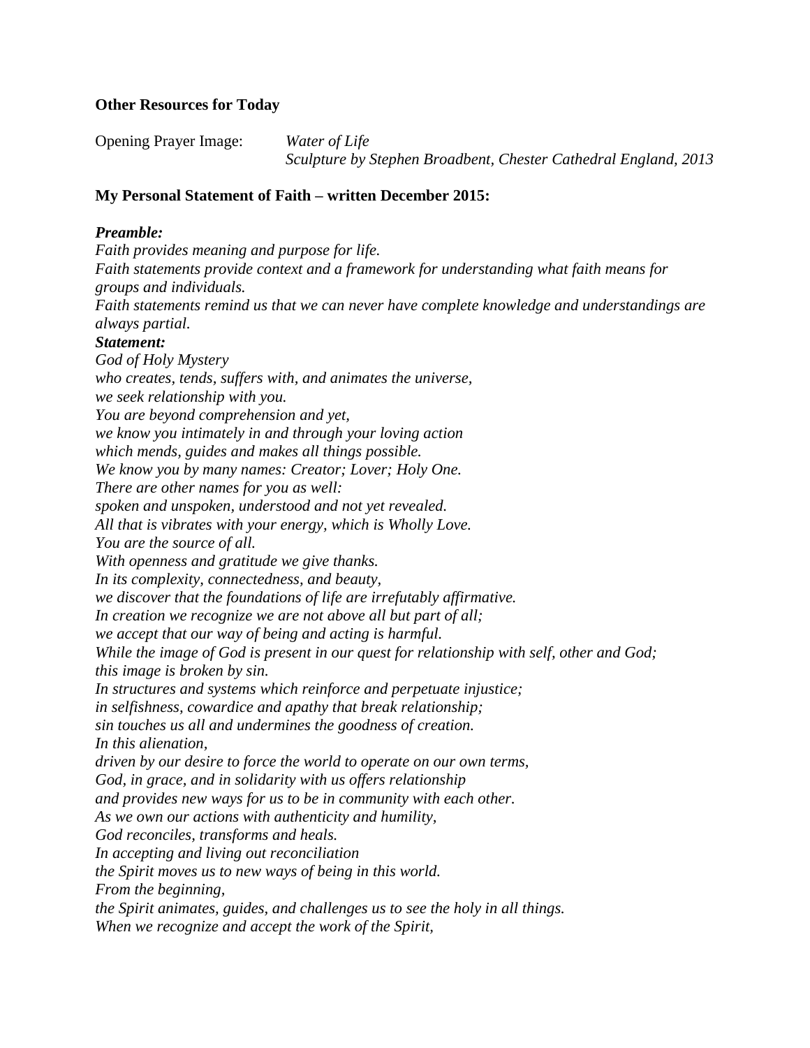**Other Resources for Today**

Opening Prayer Image: *Water of Life*
*Sculpture by Stephen Broadbent, Chester Cathedral England, 2013*

**My Personal Statement of Faith – written December 2015:**

***Preamble:***
*Faith provides meaning and purpose for life.*
*Faith statements provide context and a framework for understanding what faith means for groups and individuals.*
*Faith statements remind us that we can never have complete knowledge and understandings are always partial.*
***Statement:***
*God of Holy Mystery*
*who creates, tends, suffers with, and animates the universe,*
*we seek relationship with you.*
*You are beyond comprehension and yet,*
*we know you intimately in and through your loving action*
*which mends, guides and makes all things possible.*
*We know you by many names: Creator; Lover; Holy One.*
*There are other names for you as well:*
*spoken and unspoken, understood and not yet revealed.*
*All that is vibrates with your energy, which is Wholly Love.*
*You are the source of all.*
*With openness and gratitude we give thanks.*
*In its complexity, connectedness, and beauty,*
*we discover that the foundations of life are irrefutably affirmative.*
*In creation we recognize we are not above all but part of all;*
*we accept that our way of being and acting is harmful.*
*While the image of God is present in our quest for relationship with self, other and God;*
*this image is broken by sin.*
*In structures and systems which reinforce and perpetuate injustice;*
*in selfishness, cowardice and apathy that break relationship;*
*sin touches us all and undermines the goodness of creation.*
*In this alienation,*
*driven by our desire to force the world to operate on our own terms,*
*God, in grace, and in solidarity with us offers relationship*
*and provides new ways for us to be in community with each other.*
*As we own our actions with authenticity and humility,*
*God reconciles, transforms and heals.*
*In accepting and living out reconciliation*
*the Spirit moves us to new ways of being in this world.*
*From the beginning,*
*the Spirit animates, guides, and challenges us to see the holy in all things.*
*When we recognize and accept the work of the Spirit,*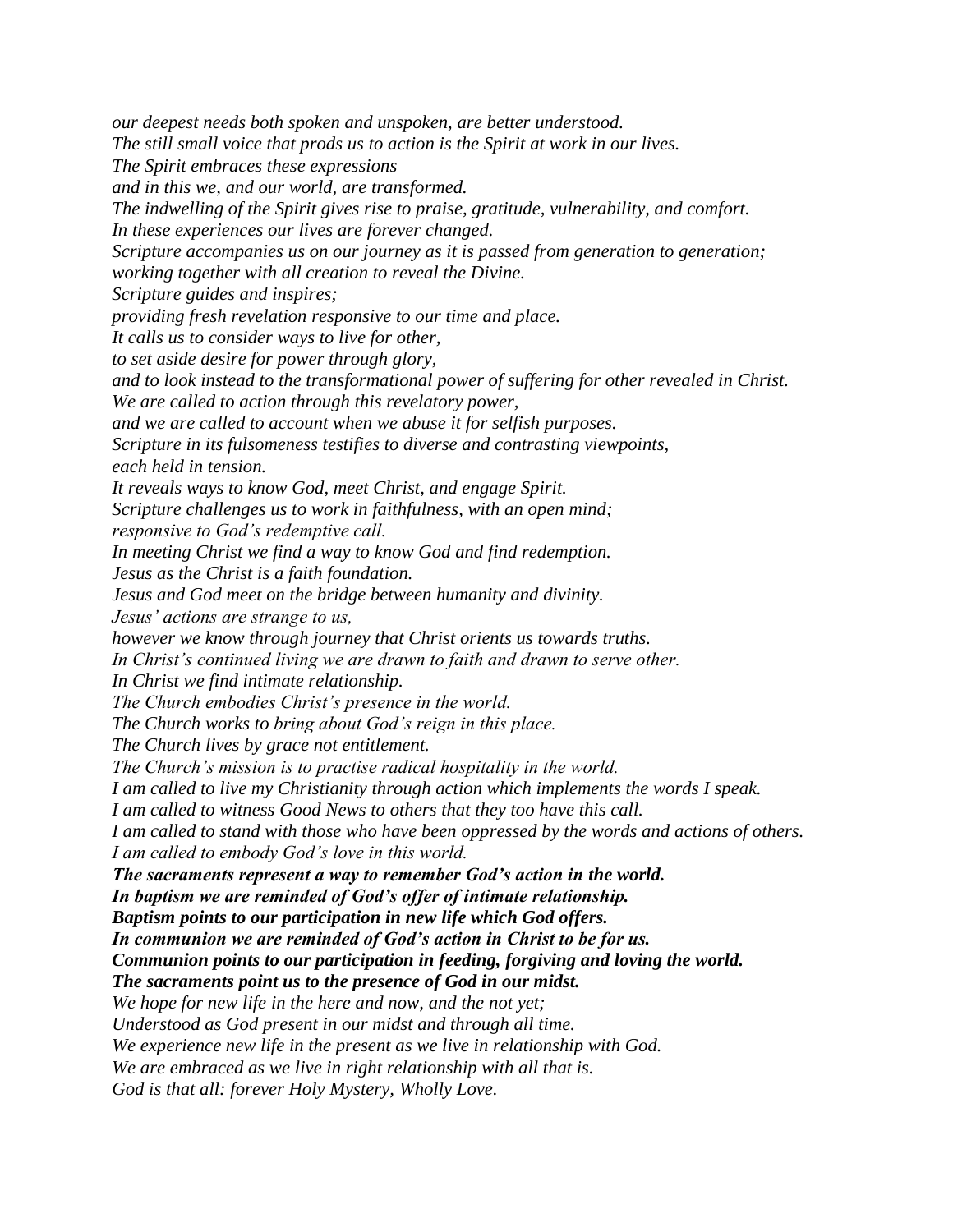*our deepest needs both spoken and unspoken, are better understood.*
*The still small voice that prods us to action is the Spirit at work in our lives.*
*The Spirit embraces these expressions*
*and in this we, and our world, are transformed.*
*The indwelling of the Spirit gives rise to praise, gratitude, vulnerability, and comfort.*
*In these experiences our lives are forever changed.*
*Scripture accompanies us on our journey as it is passed from generation to generation;*
*working together with all creation to reveal the Divine.*
*Scripture guides and inspires;*
*providing fresh revelation responsive to our time and place.*
*It calls us to consider ways to live for other,*
*to set aside desire for power through glory,*
*and to look instead to the transformational power of suffering for other revealed in Christ.*
*We are called to action through this revelatory power,*
*and we are called to account when we abuse it for selfish purposes.*
*Scripture in its fulsomeness testifies to diverse and contrasting viewpoints,*
*each held in tension.*
*It reveals ways to know God, meet Christ, and engage Spirit.*
*Scripture challenges us to work in faithfulness, with an open mind;*
*responsive to God's redemptive call.*
*In meeting Christ we find a way to know God and find redemption.*
*Jesus as the Christ is a faith foundation.*
*Jesus and God meet on the bridge between humanity and divinity.*
*Jesus' actions are strange to us,*
*however we know through journey that Christ orients us towards truths.*
*In Christ's continued living we are drawn to faith and drawn to serve other.*
*In Christ we find intimate relationship.*
*The Church embodies Christ's presence in the world.*
*The Church works to bring about God's reign in this place.*
*The Church lives by grace not entitlement.*
*The Church's mission is to practise radical hospitality in the world.*
*I am called to live my Christianity through action which implements the words I speak.*
*I am called to witness Good News to others that they too have this call.*
*I am called to stand with those who have been oppressed by the words and actions of others.*
*I am called to embody God's love in this world.*
***The sacraments represent a way to remember God's action in the world.***
***In baptism we are reminded of God's offer of intimate relationship.***
***Baptism points to our participation in new life which God offers.***
***In communion we are reminded of God's action in Christ to be for us.***
***Communion points to our participation in feeding, forgiving and loving the world.***
***The sacraments point us to the presence of God in our midst.***
*We hope for new life in the here and now, and the not yet;*
*Understood as God present in our midst and through all time.*
*We experience new life in the present as we live in relationship with God.*
*We are embraced as we live in right relationship with all that is.*
*God is that all: forever Holy Mystery, Wholly Love.*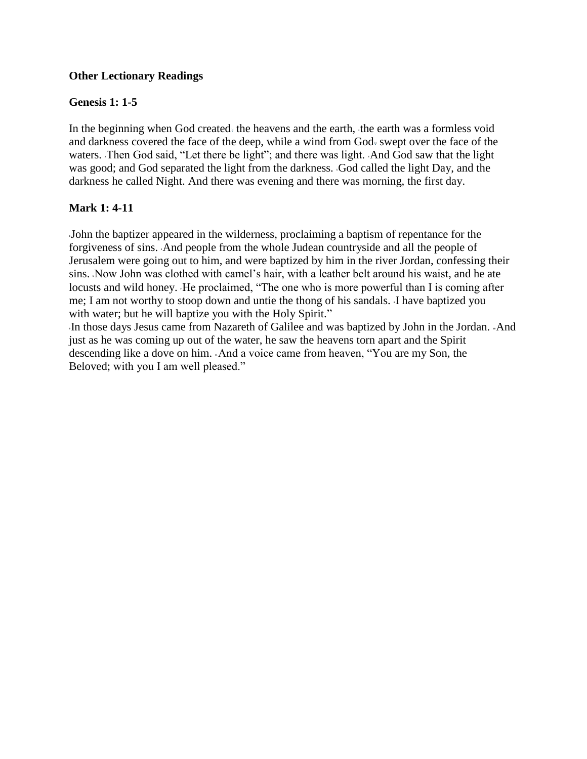**Other Lectionary Readings**

**Genesis 1: 1-5**

In the beginning when God created the heavens and the earth, the earth was a formless void and darkness covered the face of the deep, while a wind from God swept over the face of the waters. Then God said, "Let there be light"; and there was light. And God saw that the light was good; and God separated the light from the darkness. God called the light Day, and the darkness he called Night. And there was evening and there was morning, the first day.

**Mark 1: 4-11**

John the baptizer appeared in the wilderness, proclaiming a baptism of repentance for the forgiveness of sins. And people from the whole Judean countryside and all the people of Jerusalem were going out to him, and were baptized by him in the river Jordan, confessing their sins. Now John was clothed with camel's hair, with a leather belt around his waist, and he ate locusts and wild honey. He proclaimed, "The one who is more powerful than I is coming after me; I am not worthy to stoop down and untie the thong of his sandals. I have baptized you with water; but he will baptize you with the Holy Spirit."

In those days Jesus came from Nazareth of Galilee and was baptized by John in the Jordan. And just as he was coming up out of the water, he saw the heavens torn apart and the Spirit descending like a dove on him. And a voice came from heaven, "You are my Son, the Beloved; with you I am well pleased."